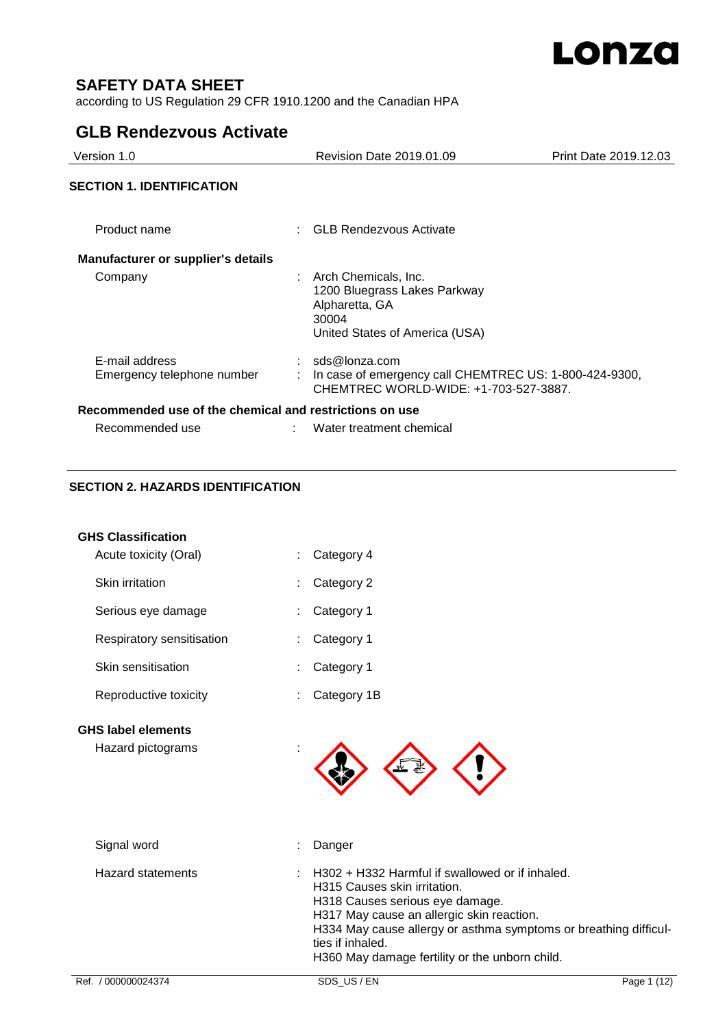# SAFETY DATA SHEET

according to US Regulation 29 CFR 1910.1200 and the Canadian HPA

## GLB Rendezvous Activate

| Version 1.0 | Revision Date 2019.01.09 | Print Date 2019.12.03 |
|---|---|---|

### SECTION 1. IDENTIFICATION

Product name : GLB Rendezvous Activate

**Manufacturer or supplier's details**

Company : Arch Chemicals, Inc.
1200 Bluegrass Lakes Parkway
Alpharetta, GA
30004
United States of America (USA)

E-mail address : sds@lonza.com

Emergency telephone number : In case of emergency call CHEMTREC US: 1-800-424-9300, CHEMTREC WORLD-WIDE: +1-703-527-3887.

**Recommended use of the chemical and restrictions on use**

Recommended use : Water treatment chemical

### SECTION 2. HAZARDS IDENTIFICATION

**GHS Classification**

Acute toxicity (Oral) : Category 4

Skin irritation : Category 2

Serious eye damage : Category 1

Respiratory sensitisation : Category 1

Skin sensitisation : Category 1

Reproductive toxicity : Category 1B

**GHS label elements**

Hazard pictograms :

Signal word : Danger

Hazard statements : H302 + H332 Harmful if swallowed or if inhaled.
H315 Causes skin irritation.
H318 Causes serious eye damage.
H317 May cause an allergic skin reaction.
H334 May cause allergy or asthma symptoms or breathing difficulties if inhaled.
H360 May damage fertility or the unborn child.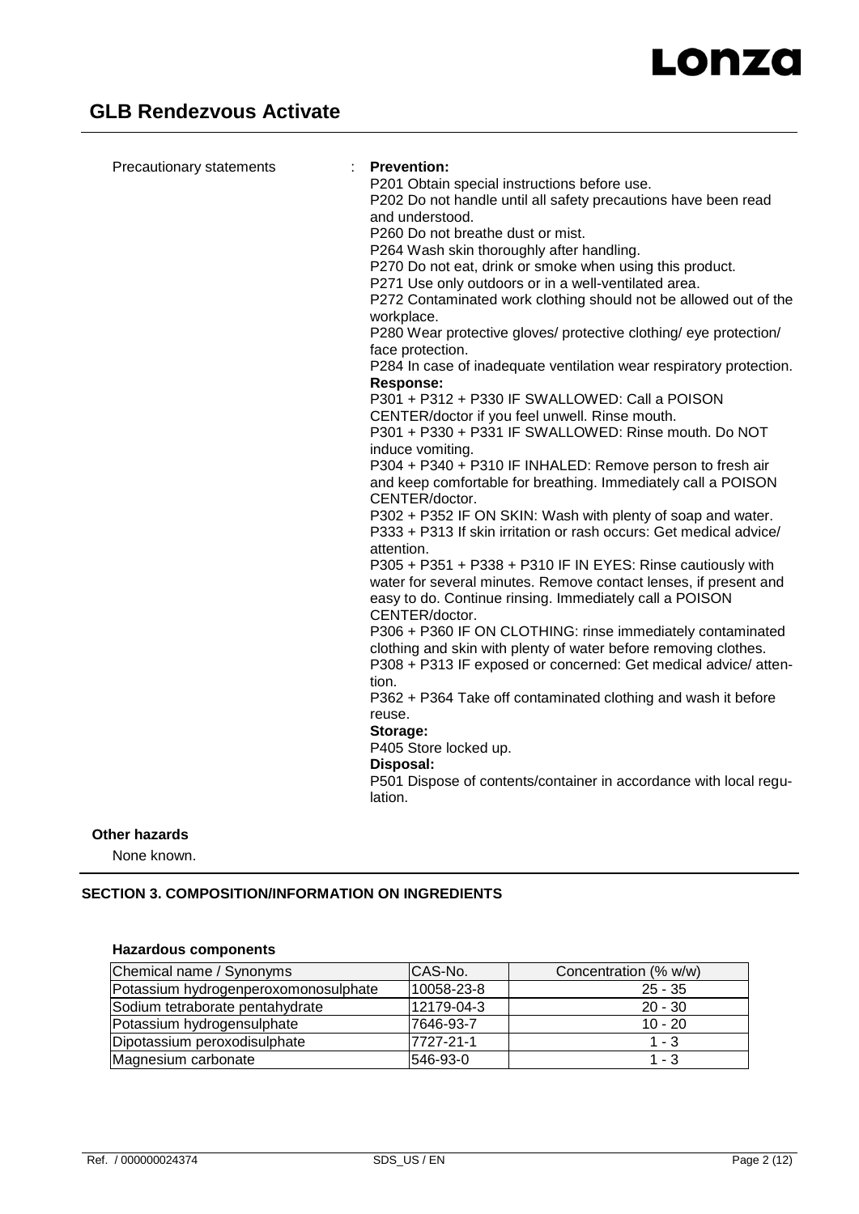Precautionary statements : **Prevention:**

P201 Obtain special instructions before use.
P202 Do not handle until all safety precautions have been read and understood.
P260 Do not breathe dust or mist.
P264 Wash skin thoroughly after handling.
P270 Do not eat, drink or smoke when using this product.
P271 Use only outdoors or in a well-ventilated area.
P272 Contaminated work clothing should not be allowed out of the workplace.
P280 Wear protective gloves/ protective clothing/ eye protection/ face protection.
P284 In case of inadequate ventilation wear respiratory protection.

**Response:**

P301 + P312 + P330 IF SWALLOWED: Call a POISON CENTER/doctor if you feel unwell. Rinse mouth.
P301 + P330 + P331 IF SWALLOWED: Rinse mouth. Do NOT induce vomiting.
P304 + P340 + P310 IF INHALED: Remove person to fresh air and keep comfortable for breathing. Immediately call a POISON CENTER/doctor.
P302 + P352 IF ON SKIN: Wash with plenty of soap and water.
P333 + P313 If skin irritation or rash occurs: Get medical advice/ attention.
P305 + P351 + P338 + P310 IF IN EYES: Rinse cautiously with water for several minutes. Remove contact lenses, if present and easy to do. Continue rinsing. Immediately call a POISON CENTER/doctor.
P306 + P360 IF ON CLOTHING: rinse immediately contaminated clothing and skin with plenty of water before removing clothes.
P308 + P313 IF exposed or concerned: Get medical advice/ attention.
P362 + P364 Take off contaminated clothing and wash it before reuse.

**Storage:**

P405 Store locked up.

**Disposal:**

P501 Dispose of contents/container in accordance with local regulation.

**Other hazards**

None known.

## SECTION 3. COMPOSITION/INFORMATION ON INGREDIENTS

**Hazardous components**

| Chemical name / Synonyms | CAS-No. | Concentration (% w/w) |
|---|---|---|
| Potassium hydrogenperoxomonosulphate | 10058-23-8 | 25 - 35 |
| Sodium tetraborate pentahydrate | 12179-04-3 | 20 - 30 |
| Potassium hydrogensulphate | 7646-93-7 | 10 - 20 |
| Dipotassium peroxodisulphate | 7727-21-1 | 1 - 3 |
| Magnesium carbonate | 546-93-0 | 1 - 3 |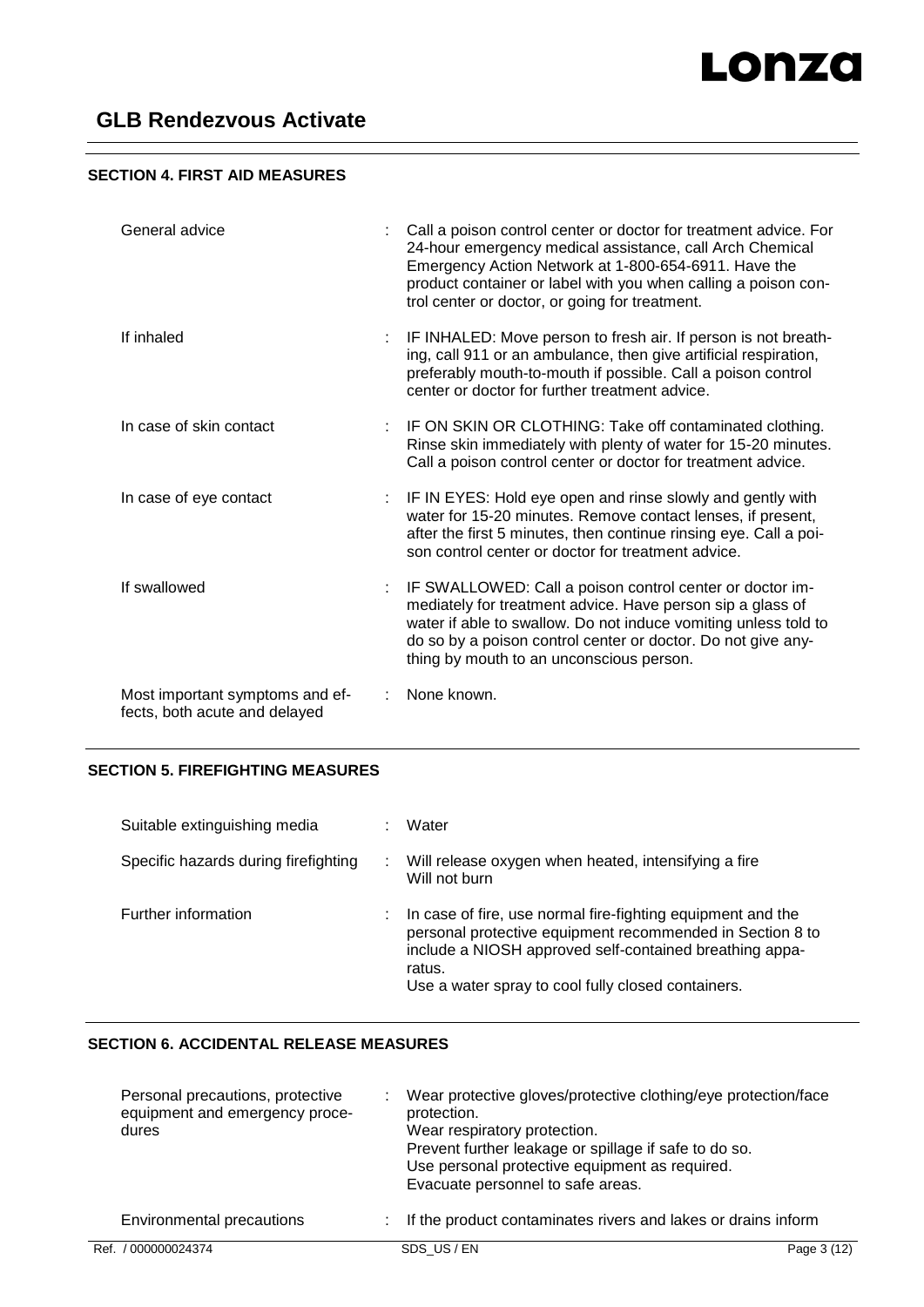## SECTION 4. FIRST AID MEASURES

| | |
|---|---|
| General advice | Call a poison control center or doctor for treatment advice. For 24-hour emergency medical assistance, call Arch Chemical Emergency Action Network at 1-800-654-6911. Have the product container or label with you when calling a poison control center or doctor, or going for treatment. |
| If inhaled | IF INHALED: Move person to fresh air. If person is not breathing, call 911 or an ambulance, then give artificial respiration, preferably mouth-to-mouth if possible. Call a poison control center or doctor for further treatment advice. |
| In case of skin contact | IF ON SKIN OR CLOTHING: Take off contaminated clothing. Rinse skin immediately with plenty of water for 15-20 minutes. Call a poison control center or doctor for treatment advice. |
| In case of eye contact | IF IN EYES: Hold eye open and rinse slowly and gently with water for 15-20 minutes. Remove contact lenses, if present, after the first 5 minutes, then continue rinsing eye. Call a poison control center or doctor for treatment advice. |
| If swallowed | IF SWALLOWED: Call a poison control center or doctor immediately for treatment advice. Have person sip a glass of water if able to swallow. Do not induce vomiting unless told to do so by a poison control center or doctor. Do not give anything by mouth to an unconscious person. |
| Most important symptoms and effects, both acute and delayed | None known. |

## SECTION 5. FIREFIGHTING MEASURES

| | |
|---|---|
| Suitable extinguishing media | Water |
| Specific hazards during firefighting | Will release oxygen when heated, intensifying a fire<br>Will not burn |
| Further information | In case of fire, use normal fire-fighting equipment and the personal protective equipment recommended in Section 8 to include a NIOSH approved self-contained breathing apparatus.<br>Use a water spray to cool fully closed containers. |

## SECTION 6. ACCIDENTAL RELEASE MEASURES

| | |
|---|---|
| Personal precautions, protective equipment and emergency procedures | Wear protective gloves/protective clothing/eye protection/face protection.<br>Wear respiratory protection.<br>Prevent further leakage or spillage if safe to do so.<br>Use personal protective equipment as required.<br>Evacuate personnel to safe areas. |
| Environmental precautions | If the product contaminates rivers and lakes or drains inform |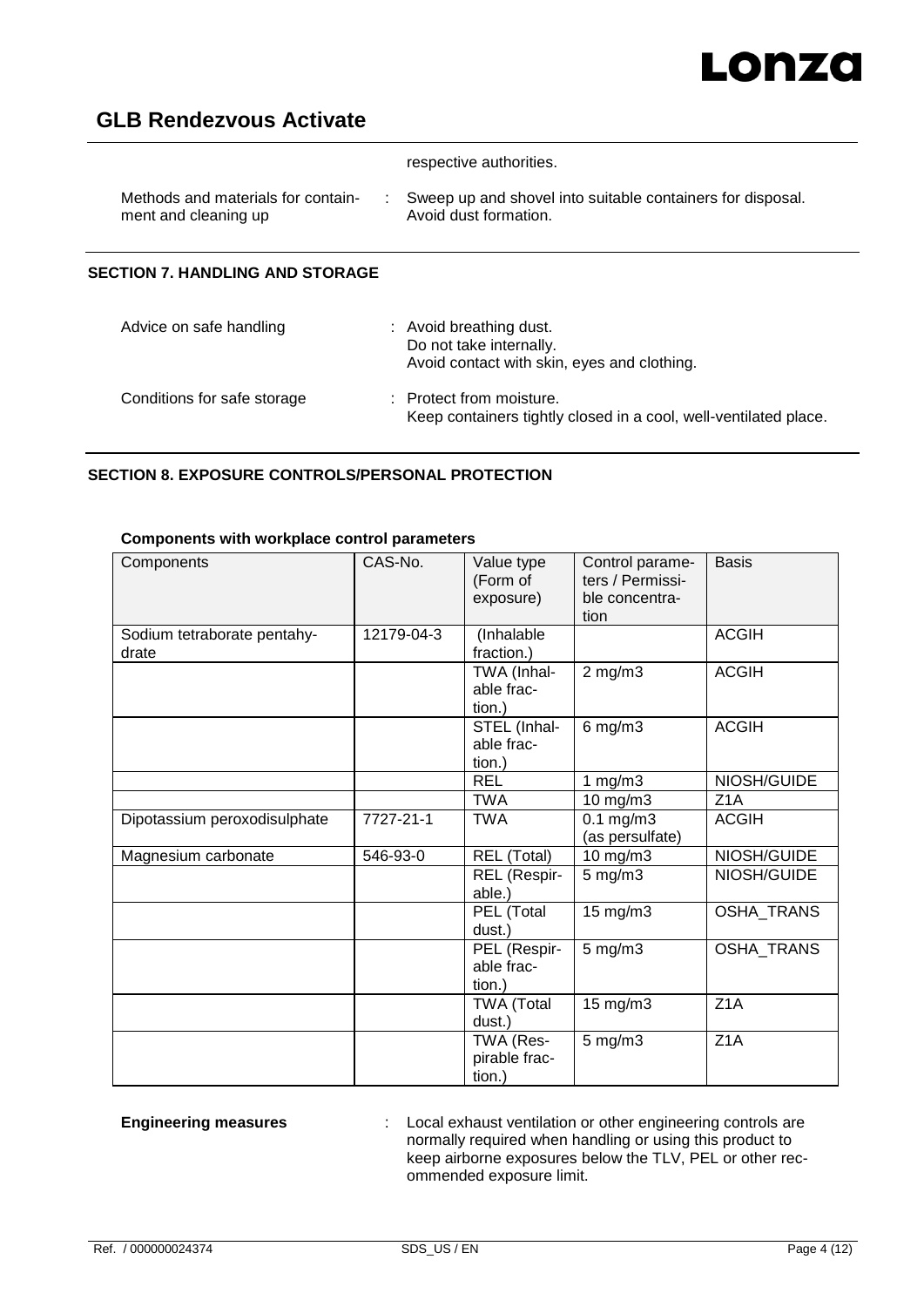respective authorities.

Methods and materials for containment and cleaning up : Sweep up and shovel into suitable containers for disposal. Avoid dust formation.

## SECTION 7. HANDLING AND STORAGE

Advice on safe handling : Avoid breathing dust.
Do not take internally.
Avoid contact with skin, eyes and clothing.

Conditions for safe storage : Protect from moisture.
Keep containers tightly closed in a cool, well-ventilated place.

## SECTION 8. EXPOSURE CONTROLS/PERSONAL PROTECTION

**Components with workplace control parameters**

| Components | CAS-No. | Value type (Form of exposure) | Control parameters / Permissible concentration | Basis |
|---|---|---|---|---|
| Sodium tetraborate pentahydrate | 12179-04-3 | (Inhalable fraction.) | | ACGIH |
| | | TWA (Inhalable fraction.) | 2 mg/m3 | ACGIH |
| | | STEL (Inhalable fraction.) | 6 mg/m3 | ACGIH |
| | | REL | 1 mg/m3 | NIOSH/GUIDE |
| | | TWA | 10 mg/m3 | Z1A |
| Dipotassium peroxodisulphate | 7727-21-1 | TWA | 0.1 mg/m3 (as persulfate) | ACGIH |
| Magnesium carbonate | 546-93-0 | REL (Total) | 10 mg/m3 | NIOSH/GUIDE |
| | | REL (Respirable.) | 5 mg/m3 | NIOSH/GUIDE |
| | | PEL (Total dust.) | 15 mg/m3 | OSHA_TRANS |
| | | PEL (Respirable fraction.) | 5 mg/m3 | OSHA_TRANS |
| | | TWA (Total dust.) | 15 mg/m3 | Z1A |
| | | TWA (Respirable fraction.) | 5 mg/m3 | Z1A |

**Engineering measures** : Local exhaust ventilation or other engineering controls are normally required when handling or using this product to keep airborne exposures below the TLV, PEL or other recommended exposure limit.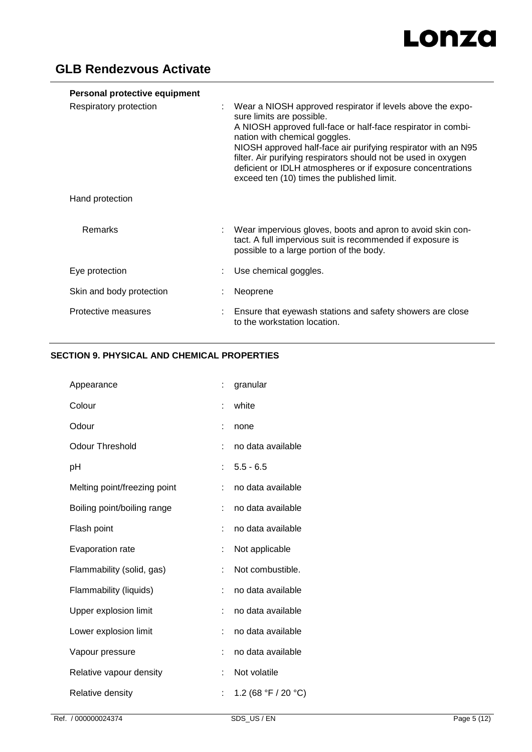## Personal protective equipment

| | | |
|---|---|---|
| Respiratory protection | : | Wear a NIOSH approved respirator if levels above the exposure limits are possible. A NIOSH approved full-face or half-face respirator in combination with chemical goggles. NIOSH approved half-face air purifying respirator with an N95 filter. Air purifying respirators should not be used in oxygen deficient or IDLH atmospheres or if exposure concentrations exceed ten (10) times the published limit. |
| Hand protection | | |
| Remarks | : | Wear impervious gloves, boots and apron to avoid skin contact. A full impervious suit is recommended if exposure is possible to a large portion of the body. |
| Eye protection | : | Use chemical goggles. |
| Skin and body protection | : | Neoprene |
| Protective measures | : | Ensure that eyewash stations and safety showers are close to the workstation location. |

## SECTION 9. PHYSICAL AND CHEMICAL PROPERTIES

| | | |
|---|---|---|
| Appearance | : | granular |
| Colour | : | white |
| Odour | : | none |
| Odour Threshold | : | no data available |
| pH | : | 5.5 - 6.5 |
| Melting point/freezing point | : | no data available |
| Boiling point/boiling range | : | no data available |
| Flash point | : | no data available |
| Evaporation rate | : | Not applicable |
| Flammability (solid, gas) | : | Not combustible. |
| Flammability (liquids) | : | no data available |
| Upper explosion limit | : | no data available |
| Lower explosion limit | : | no data available |
| Vapour pressure | : | no data available |
| Relative vapour density | : | Not volatile |
| Relative density | : | 1.2 (68 °F / 20 °C) |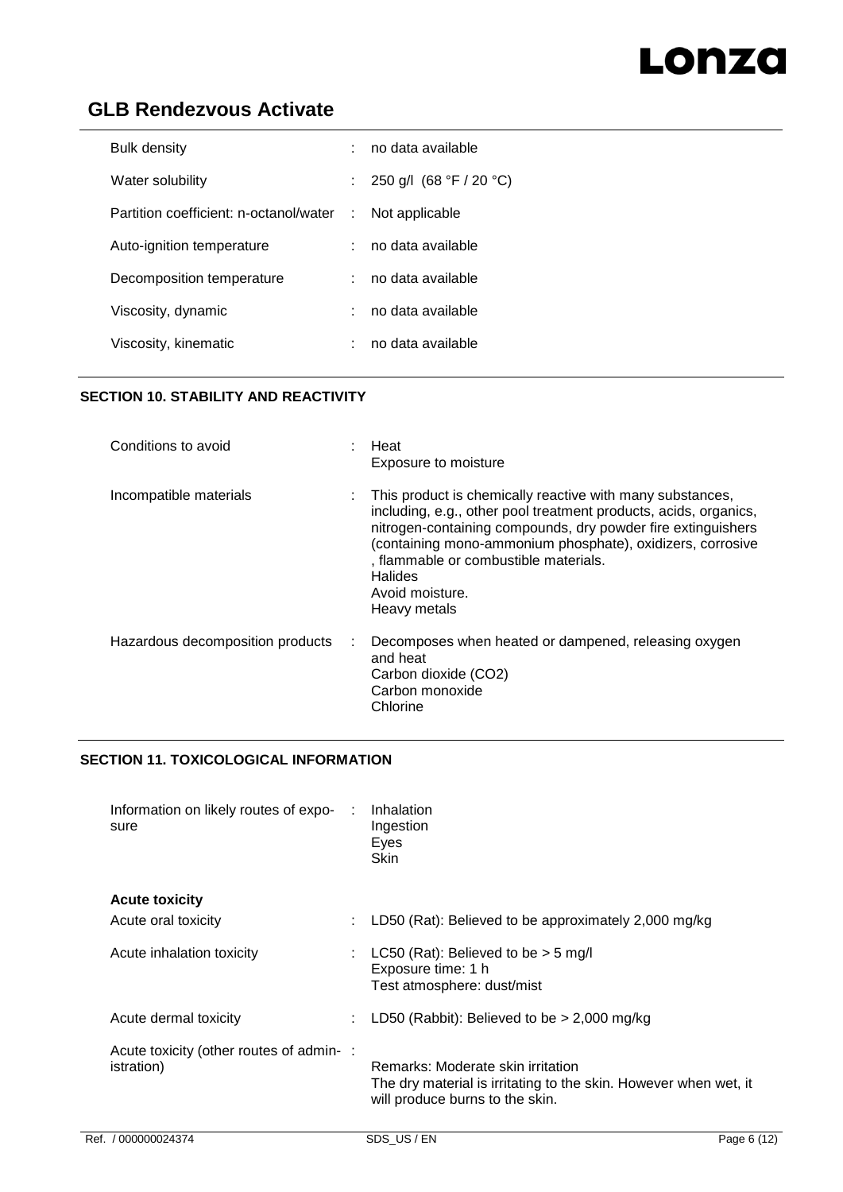| | | |
|---|---|---|
| Bulk density | : | no data available |
| Water solubility | : | 250 g/l (68 °F / 20 °C) |
| Partition coefficient: n-octanol/water | : | Not applicable |
| Auto-ignition temperature | : | no data available |
| Decomposition temperature | : | no data available |
| Viscosity, dynamic | : | no data available |
| Viscosity, kinematic | : | no data available |

## SECTION 10. STABILITY AND REACTIVITY

| | | |
|---|---|---|
| Conditions to avoid | : | Heat<br>Exposure to moisture |
| Incompatible materials | : | This product is chemically reactive with many substances, including, e.g., other pool treatment products, acids, organics, nitrogen-containing compounds, dry powder fire extinguishers (containing mono-ammonium phosphate), oxidizers, corrosive , flammable or combustible materials.<br>Halides<br>Avoid moisture.<br>Heavy metals |
| Hazardous decomposition products | : | Decomposes when heated or dampened, releasing oxygen and heat<br>Carbon dioxide ($CO_2$)<br>Carbon monoxide<br>Chlorine |

## SECTION 11. TOXICOLOGICAL INFORMATION

| | | |
|---|---|---|
| Information on likely routes of exposure | : | Inhalation<br>Ingestion<br>Eyes<br>Skin |

**Acute toxicity**

| | | |
|---|---|---|
| Acute oral toxicity | : | LD50 (Rat): Believed to be approximately 2,000 mg/kg |
| Acute inhalation toxicity | : | LC50 (Rat): Believed to be > 5 mg/l<br>Exposure time: 1 h<br>Test atmosphere: dust/mist |
| Acute dermal toxicity | : | LD50 (Rabbit): Believed to be > 2,000 mg/kg |
| Acute toxicity (other routes of administration) | : | Remarks: Moderate skin irritation<br>The dry material is irritating to the skin. However when wet, it will produce burns to the skin. |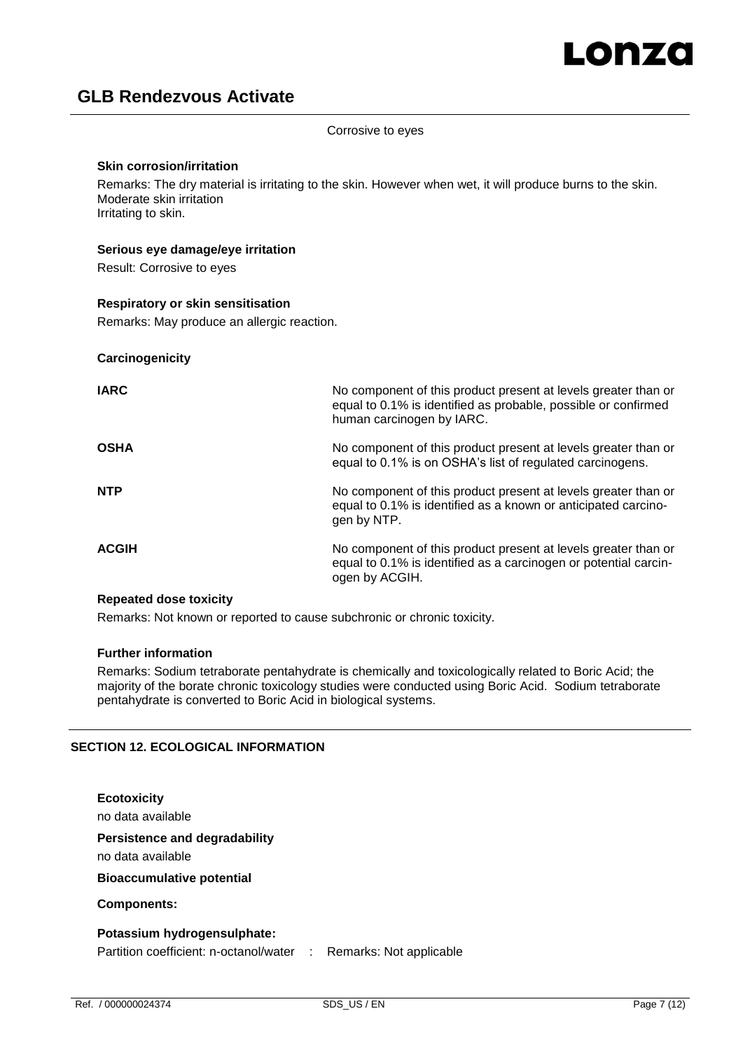Corrosive to eyes

**Skin corrosion/irritation**

Remarks: The dry material is irritating to the skin. However when wet, it will produce burns to the skin.
Moderate skin irritation
Irritating to skin.

**Serious eye damage/eye irritation**

Result: Corrosive to eyes

**Respiratory or skin sensitisation**

Remarks: May produce an allergic reaction.

**Carcinogenicity**

| | |
|---|---|
| **IARC** | No component of this product present at levels greater than or equal to 0.1% is identified as probable, possible or confirmed human carcinogen by IARC. |
| **OSHA** | No component of this product present at levels greater than or equal to 0.1% is on OSHA's list of regulated carcinogens. |
| **NTP** | No component of this product present at levels greater than or equal to 0.1% is identified as a known or anticipated carcinogen by NTP. |
| **ACGIH** | No component of this product present at levels greater than or equal to 0.1% is identified as a carcinogen or potential carcinogen by ACGIH. |

**Repeated dose toxicity**

Remarks: Not known or reported to cause subchronic or chronic toxicity.

**Further information**

Remarks: Sodium tetraborate pentahydrate is chemically and toxicologically related to Boric Acid; the majority of the borate chronic toxicology studies were conducted using Boric Acid. Sodium tetraborate pentahydrate is converted to Boric Acid in biological systems.

## SECTION 12. ECOLOGICAL INFORMATION

**Ecotoxicity**

no data available

**Persistence and degradability**

no data available

**Bioaccumulative potential**

**Components:**

**Potassium hydrogensulphate:**

Partition coefficient: n-octanol/water : Remarks: Not applicable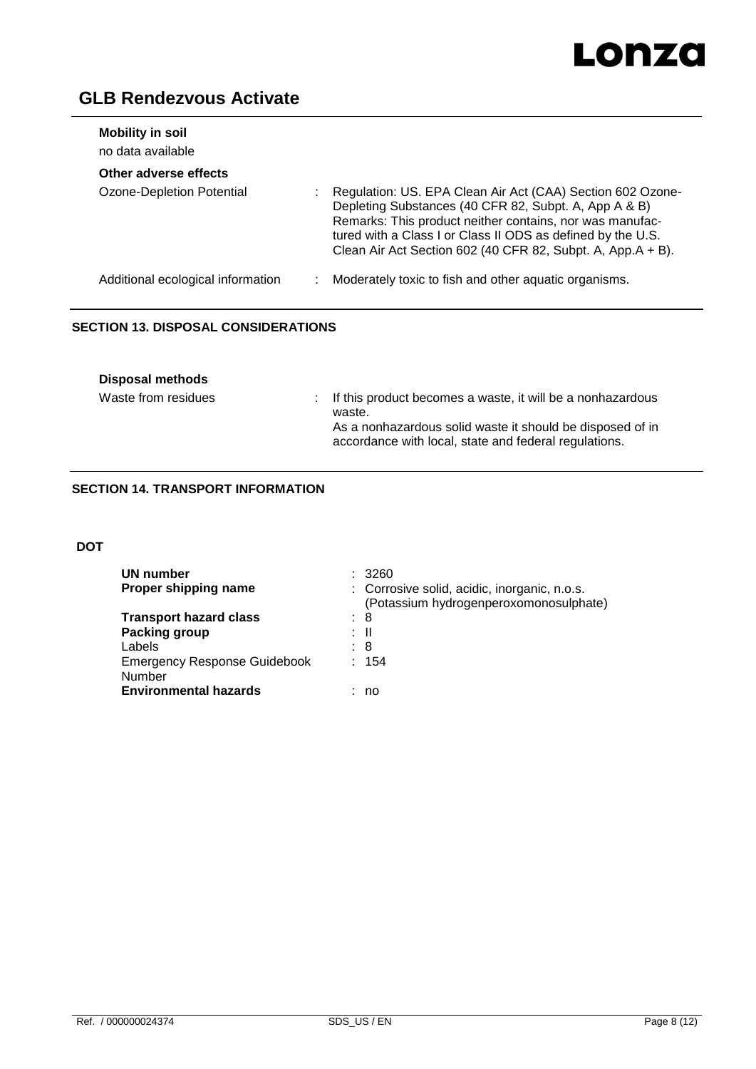**Mobility in soil**

no data available

**Other adverse effects**

| | |
|---|---|
| Ozone-Depletion Potential | : Regulation: US. EPA Clean Air Act (CAA) Section 602 Ozone-Depleting Substances (40 CFR 82, Subpt. A, App A & B)<br>Remarks: This product neither contains, nor was manufactured with a Class I or Class II ODS as defined by the U.S. Clean Air Act Section 602 (40 CFR 82, Subpt. A, App.A + B). |
| Additional ecological information | : Moderately toxic to fish and other aquatic organisms. |

## SECTION 13. DISPOSAL CONSIDERATIONS

**Disposal methods**

| | |
|---|---|
| Waste from residues | : If this product becomes a waste, it will be a nonhazardous waste.<br>As a nonhazardous solid waste it should be disposed of in accordance with local, state and federal regulations. |

## SECTION 14. TRANSPORT INFORMATION

**DOT**

| | |
|---|---|
| **UN number** | : 3260 |
| **Proper shipping name** | : Corrosive solid, acidic, inorganic, n.o.s. (Potassium hydrogenperoxomonosulphate) |
| **Transport hazard class** | : 8 |
| **Packing group** | : II |
| Labels | : 8 |
| Emergency Response Guidebook Number | : 154 |
| **Environmental hazards** | : no |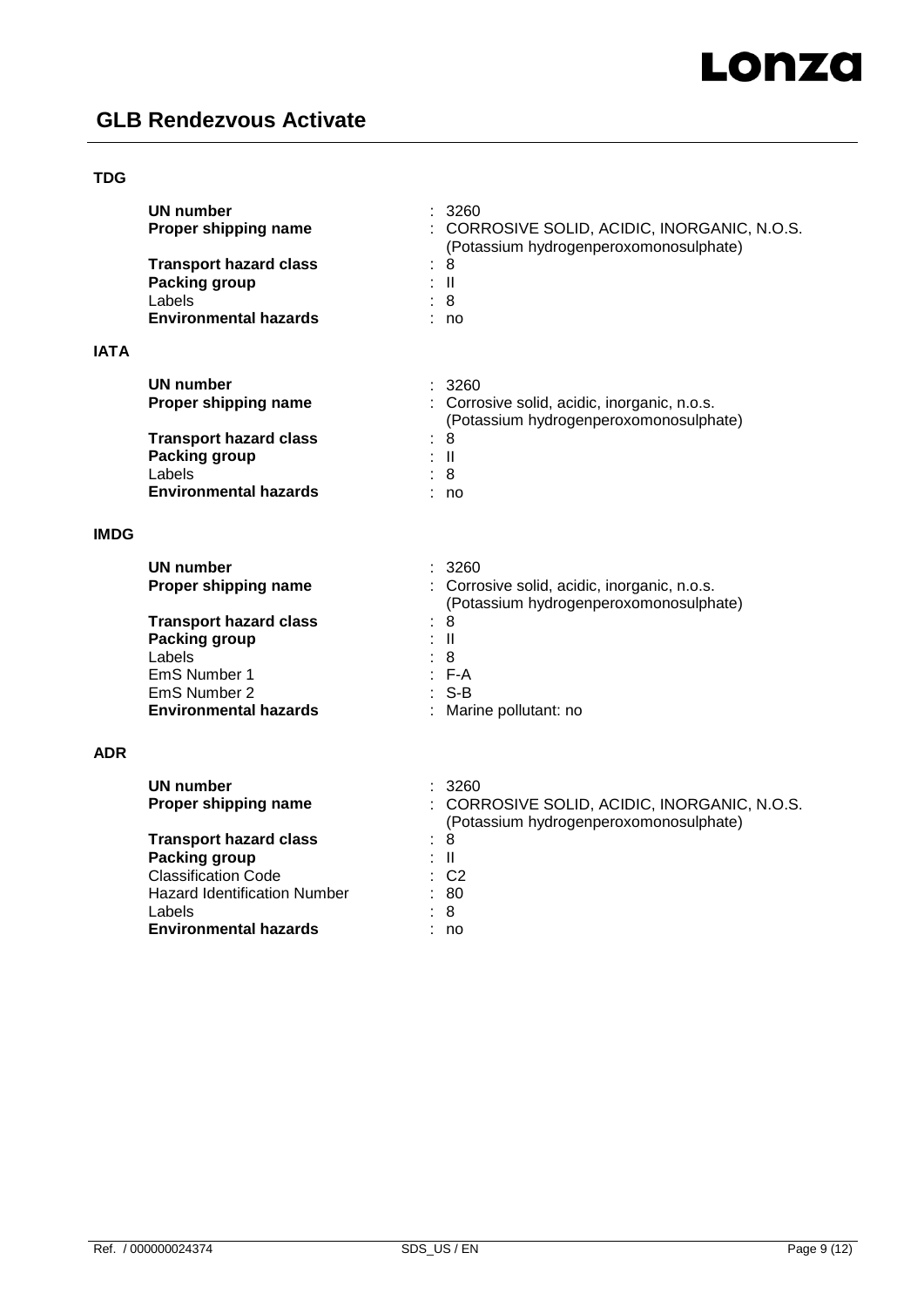### TDG

| | |
|---|---|
| **UN number** | : 3260 |
| **Proper shipping name** | : CORROSIVE SOLID, ACIDIC, INORGANIC, N.O.S. (Potassium hydrogenperoxomonosulphate) |
| **Transport hazard class** | : 8 |
| **Packing group** | : II |
| Labels | : 8 |
| **Environmental hazards** | : no |

### IATA

| | |
|---|---|
| **UN number** | : 3260 |
| **Proper shipping name** | : Corrosive solid, acidic, inorganic, n.o.s. (Potassium hydrogenperoxomonosulphate) |
| **Transport hazard class** | : 8 |
| **Packing group** | : II |
| Labels | : 8 |
| **Environmental hazards** | : no |

### IMDG

| | |
|---|---|
| **UN number** | : 3260 |
| **Proper shipping name** | : Corrosive solid, acidic, inorganic, n.o.s. (Potassium hydrogenperoxomonosulphate) |
| **Transport hazard class** | : 8 |
| **Packing group** | : II |
| Labels | : 8 |
| EmS Number 1 | : F-A |
| EmS Number 2 | : S-B |
| **Environmental hazards** | : Marine pollutant: no |

### ADR

| | |
|---|---|
| **UN number** | : 3260 |
| **Proper shipping name** | : CORROSIVE SOLID, ACIDIC, INORGANIC, N.O.S. (Potassium hydrogenperoxomonosulphate) |
| **Transport hazard class** | : 8 |
| **Packing group** | : II |
| Classification Code | : C2 |
| Hazard Identification Number | : 80 |
| Labels | : 8 |
| **Environmental hazards** | : no |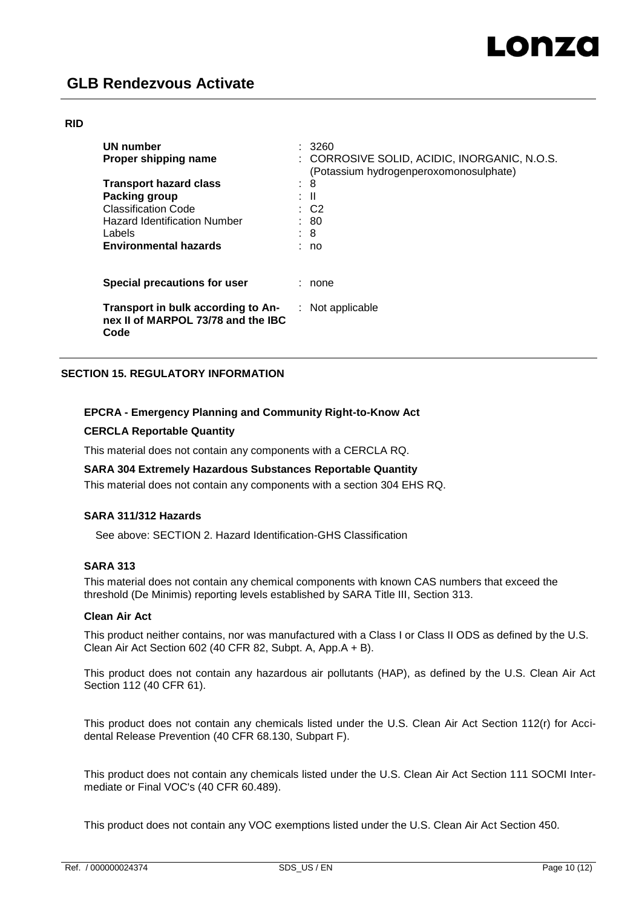**RID**

| | |
|---|---|
| **UN number** | : 3260 |
| **Proper shipping name** | : CORROSIVE SOLID, ACIDIC, INORGANIC, N.O.S. (Potassium hydrogenperoxomonosulphate) |
| **Transport hazard class** | : 8 |
| **Packing group** | : II |
| Classification Code | : C2 |
| Hazard Identification Number | : 80 |
| Labels | : 8 |
| **Environmental hazards** | : no |
| **Special precautions for user** | : none |
| **Transport in bulk according to Annex II of MARPOL 73/78 and the IBC Code** | : Not applicable |

## SECTION 15. REGULATORY INFORMATION

**EPCRA - Emergency Planning and Community Right-to-Know Act**

**CERCLA Reportable Quantity**

This material does not contain any components with a CERCLA RQ.

**SARA 304 Extremely Hazardous Substances Reportable Quantity**

This material does not contain any components with a section 304 EHS RQ.

**SARA 311/312 Hazards**

See above: SECTION 2. Hazard Identification-GHS Classification

**SARA 313**

This material does not contain any chemical components with known CAS numbers that exceed the threshold (De Minimis) reporting levels established by SARA Title III, Section 313.

**Clean Air Act**

This product neither contains, nor was manufactured with a Class I or Class II ODS as defined by the U.S. Clean Air Act Section 602 (40 CFR 82, Subpt. A, App.A + B).

This product does not contain any hazardous air pollutants (HAP), as defined by the U.S. Clean Air Act Section 112 (40 CFR 61).

This product does not contain any chemicals listed under the U.S. Clean Air Act Section 112(r) for Accidental Release Prevention (40 CFR 68.130, Subpart F).

This product does not contain any chemicals listed under the U.S. Clean Air Act Section 111 SOCMI Intermediate or Final VOC's (40 CFR 60.489).

This product does not contain any VOC exemptions listed under the U.S. Clean Air Act Section 450.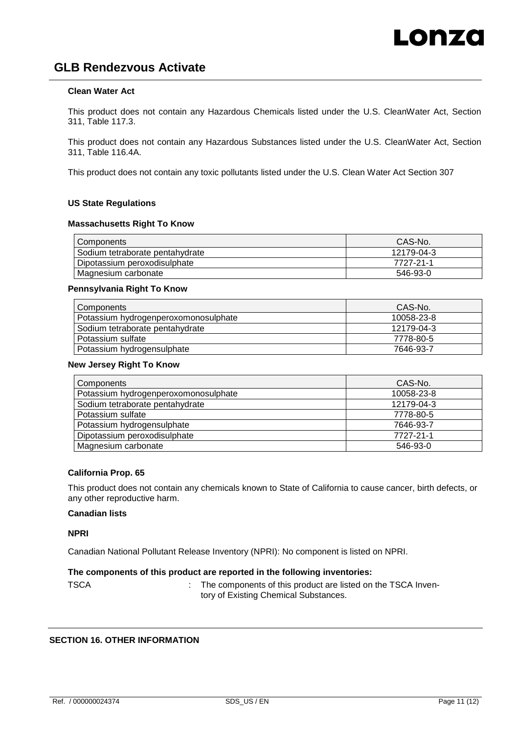**Clean Water Act**

This product does not contain any Hazardous Chemicals listed under the U.S. CleanWater Act, Section 311, Table 117.3.

This product does not contain any Hazardous Substances listed under the U.S. CleanWater Act, Section 311, Table 116.4A.

This product does not contain any toxic pollutants listed under the U.S. Clean Water Act Section 307

**US State Regulations**

**Massachusetts Right To Know**

| Components | CAS-No. |
|---|---|
| Sodium tetraborate pentahydrate | 12179-04-3 |
| Dipotassium peroxodisulphate | 7727-21-1 |
| Magnesium carbonate | 546-93-0 |

**Pennsylvania Right To Know**

| Components | CAS-No. |
|---|---|
| Potassium hydrogenperoxomonosulphate | 10058-23-8 |
| Sodium tetraborate pentahydrate | 12179-04-3 |
| Potassium sulfate | 7778-80-5 |
| Potassium hydrogensulphate | 7646-93-7 |

**New Jersey Right To Know**

| Components | CAS-No. |
|---|---|
| Potassium hydrogenperoxomonosulphate | 10058-23-8 |
| Sodium tetraborate pentahydrate | 12179-04-3 |
| Potassium sulfate | 7778-80-5 |
| Potassium hydrogensulphate | 7646-93-7 |
| Dipotassium peroxodisulphate | 7727-21-1 |
| Magnesium carbonate | 546-93-0 |

**California Prop. 65**

This product does not contain any chemicals known to State of California to cause cancer, birth defects, or any other reproductive harm.

**Canadian lists**

**NPRI**

Canadian National Pollutant Release Inventory (NPRI): No component is listed on NPRI.

**The components of this product are reported in the following inventories:**

TSCA : The components of this product are listed on the TSCA Inventory of Existing Chemical Substances.

## SECTION 16. OTHER INFORMATION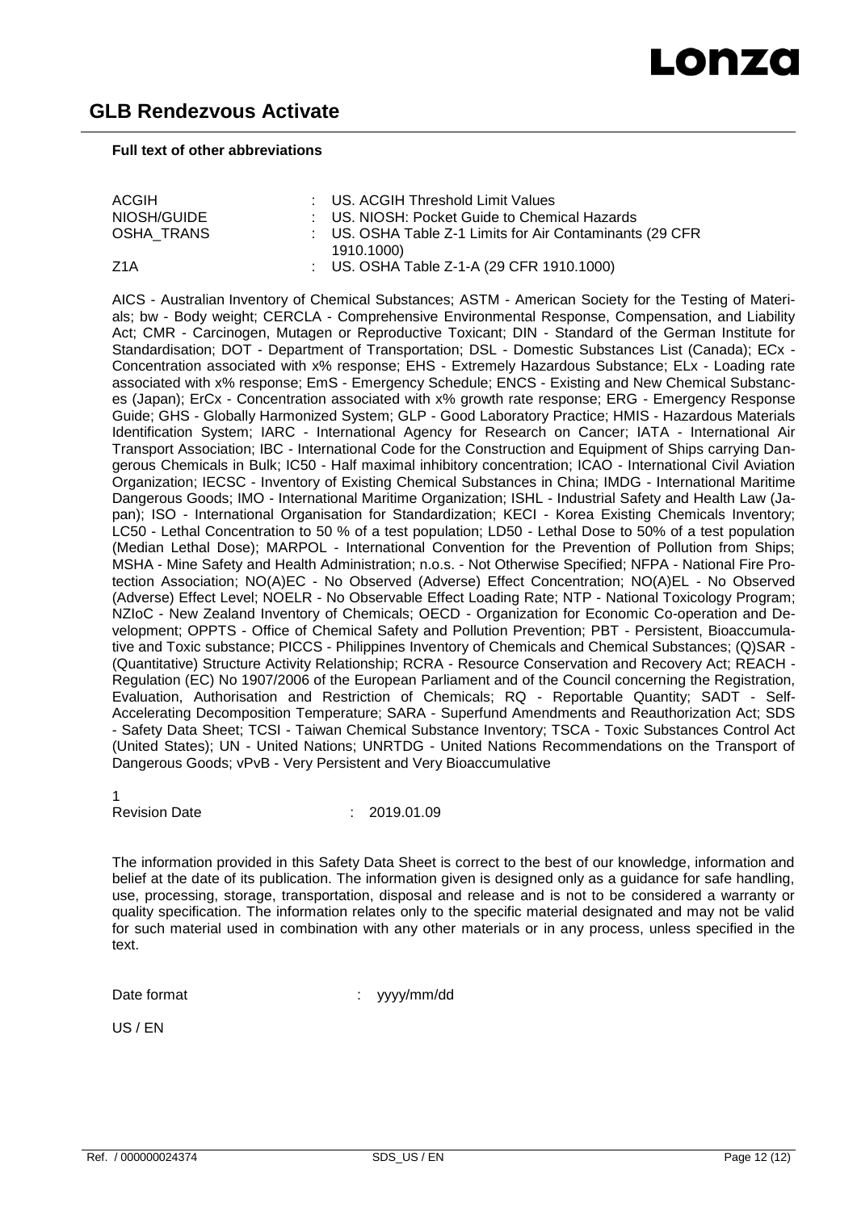**Full text of other abbreviations**

| | | |
|---|---|---|
| ACGIH | : | US. ACGIH Threshold Limit Values |
| NIOSH/GUIDE | : | US. NIOSH: Pocket Guide to Chemical Hazards |
| OSHA_TRANS | : | US. OSHA Table Z-1 Limits for Air Contaminants (29 CFR 1910.1000) |
| Z1A | : | US. OSHA Table Z-1-A (29 CFR 1910.1000) |

AICS - Australian Inventory of Chemical Substances; ASTM - American Society for the Testing of Materials; bw - Body weight; CERCLA - Comprehensive Environmental Response, Compensation, and Liability Act; CMR - Carcinogen, Mutagen or Reproductive Toxicant; DIN - Standard of the German Institute for Standardisation; DOT - Department of Transportation; DSL - Domestic Substances List (Canada); ECx - Concentration associated with x% response; EHS - Extremely Hazardous Substance; ELx - Loading rate associated with x% response; EmS - Emergency Schedule; ENCS - Existing and New Chemical Substances (Japan); ErCx - Concentration associated with x% growth rate response; ERG - Emergency Response Guide; GHS - Globally Harmonized System; GLP - Good Laboratory Practice; HMIS - Hazardous Materials Identification System; IARC - International Agency for Research on Cancer; IATA - International Air Transport Association; IBC - International Code for the Construction and Equipment of Ships carrying Dangerous Chemicals in Bulk; IC50 - Half maximal inhibitory concentration; ICAO - International Civil Aviation Organization; IECSC - Inventory of Existing Chemical Substances in China; IMDG - International Maritime Dangerous Goods; IMO - International Maritime Organization; ISHL - Industrial Safety and Health Law (Japan); ISO - International Organisation for Standardization; KECI - Korea Existing Chemicals Inventory; LC50 - Lethal Concentration to 50 % of a test population; LD50 - Lethal Dose to 50% of a test population (Median Lethal Dose); MARPOL - International Convention for the Prevention of Pollution from Ships; MSHA - Mine Safety and Health Administration; n.o.s. - Not Otherwise Specified; NFPA - National Fire Protection Association; NO(A)EC - No Observed (Adverse) Effect Concentration; NO(A)EL - No Observed (Adverse) Effect Level; NOELR - No Observable Effect Loading Rate; NTP - National Toxicology Program; NZIoC - New Zealand Inventory of Chemicals; OECD - Organization for Economic Co-operation and Development; OPPTS - Office of Chemical Safety and Pollution Prevention; PBT - Persistent, Bioaccumulative and Toxic substance; PICCS - Philippines Inventory of Chemicals and Chemical Substances; (Q)SAR - (Quantitative) Structure Activity Relationship; RCRA - Resource Conservation and Recovery Act; REACH - Regulation (EC) No 1907/2006 of the European Parliament and of the Council concerning the Registration, Evaluation, Authorisation and Restriction of Chemicals; RQ - Reportable Quantity; SADT - Self-Accelerating Decomposition Temperature; SARA - Superfund Amendments and Reauthorization Act; SDS - Safety Data Sheet; TCSI - Taiwan Chemical Substance Inventory; TSCA - Toxic Substances Control Act (United States); UN - United Nations; UNRTDG - United Nations Recommendations on the Transport of Dangerous Goods; vPvB - Very Persistent and Very Bioaccumulative

1

Revision Date : 2019.01.09

The information provided in this Safety Data Sheet is correct to the best of our knowledge, information and belief at the date of its publication. The information given is designed only as a guidance for safe handling, use, processing, storage, transportation, disposal and release and is not to be considered a warranty or quality specification. The information relates only to the specific material designated and may not be valid for such material used in combination with any other materials or in any process, unless specified in the text.

Date format : yyyy/mm/dd

US / EN